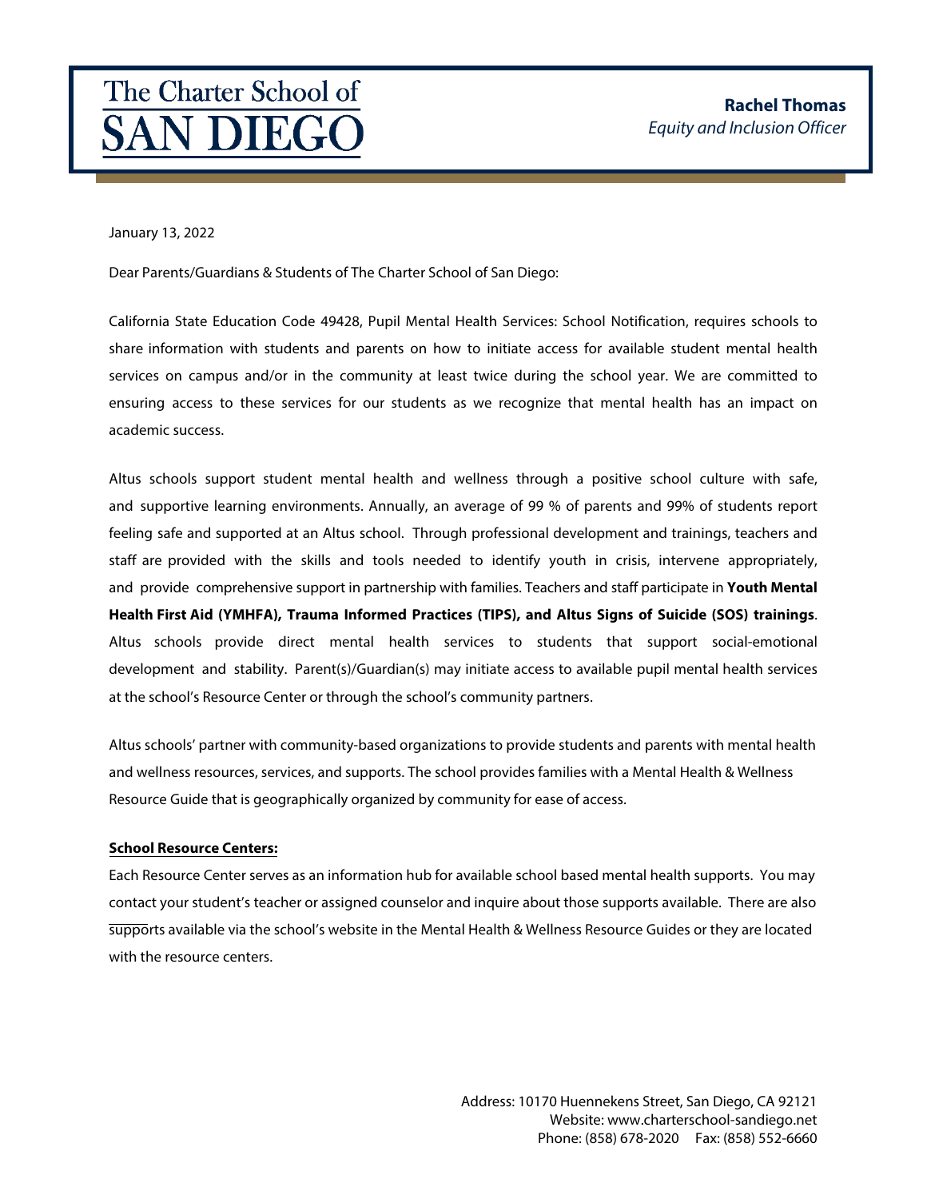# The Charter School of SAN DIEGO

**Rachel Thomas**
*Equity and Inclusion Officer*

January 13, 2022

Dear Parents/Guardians & Students of The Charter School of San Diego:

California State Education Code 49428, Pupil Mental Health Services: School Notification, requires schools to share information with students and parents on how to initiate access for available student mental health services on campus and/or in the community at least twice during the school year. We are committed to ensuring access to these services for our students as we recognize that mental health has an impact on academic success.

Altus schools support student mental health and wellness through a positive school culture with safe, and supportive learning environments. Annually, an average of 99 % of parents and 99% of students report feeling safe and supported at an Altus school. Through professional development and trainings, teachers and staff are provided with the skills and tools needed to identify youth in crisis, intervene appropriately, and provide comprehensive support in partnership with families. Teachers and staff participate in **Youth Mental Health First Aid (YMHFA), Trauma Informed Practices (TIPS), and Altus Signs of Suicide (SOS) trainings**. Altus schools provide direct mental health services to students that support social-emotional development and stability. Parent(s)/Guardian(s) may initiate access to available pupil mental health services at the school's Resource Center or through the school's community partners.

Altus schools' partner with community-based organizations to provide students and parents with mental health and wellness resources, services, and supports. The school provides families with a Mental Health & Wellness Resource Guide that is geographically organized by community for ease of access.

**School Resource Centers:**

Each Resource Center serves as an information hub for available school based mental health supports. You may contact your student's teacher or assigned counselor and inquire about those supports available. There are also supports available via the school's website in the Mental Health & Wellness Resource Guides or they are located with the resource centers.

Address: 10170 Huennekens Street, San Diego, CA 92121
Website: www.charterschool-sandiego.net
Phone: (858) 678-2020 Fax: (858) 552-6660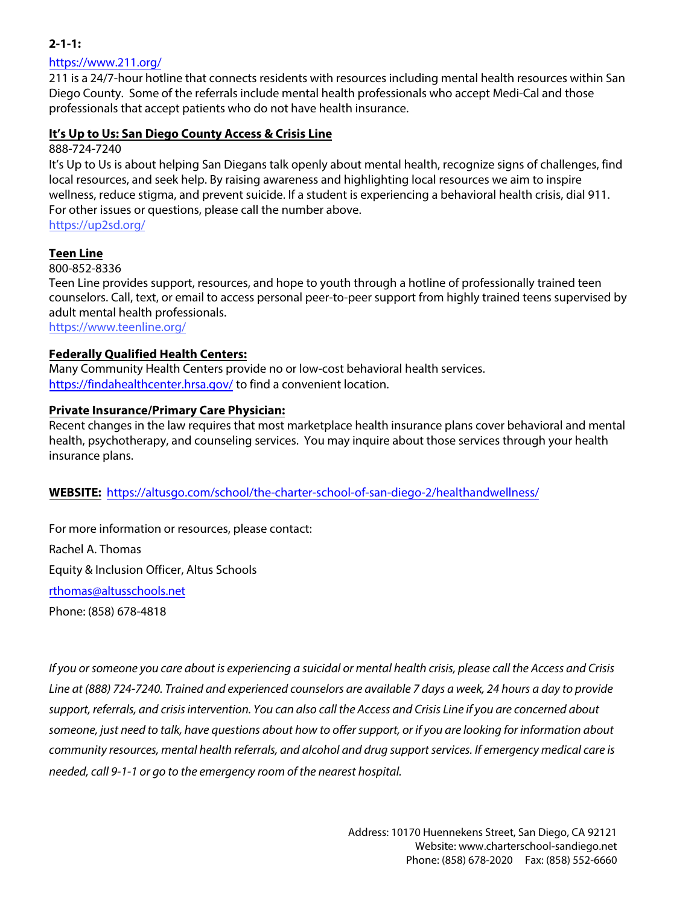**2-1-1:**

https://www.211.org/

211 is a 24/7-hour hotline that connects residents with resources including mental health resources within San Diego County. Some of the referrals include mental health professionals who accept Medi-Cal and those professionals that accept patients who do not have health insurance.

**It's Up to Us: San Diego County Access & Crisis Line**

888-724-7240

It's Up to Us is about helping San Diegans talk openly about mental health, recognize signs of challenges, find local resources, and seek help. By raising awareness and highlighting local resources we aim to inspire wellness, reduce stigma, and prevent suicide. If a student is experiencing a behavioral health crisis, dial 911. For other issues or questions, please call the number above.

https://up2sd.org/

**Teen Line**

800-852-8336

Teen Line provides support, resources, and hope to youth through a hotline of professionally trained teen counselors. Call, text, or email to access personal peer-to-peer support from highly trained teens supervised by adult mental health professionals.

https://www.teenline.org/

**Federally Qualified Health Centers:**

Many Community Health Centers provide no or low-cost behavioral health services.
https://findahealthcenter.hrsa.gov/ to find a convenient location.

**Private Insurance/Primary Care Physician:**

Recent changes in the law requires that most marketplace health insurance plans cover behavioral and mental health, psychotherapy, and counseling services. You may inquire about those services through your health insurance plans.

**WEBSITE:** https://altusgo.com/school/the-charter-school-of-san-diego-2/healthandwellness/

For more information or resources, please contact:

Rachel A. Thomas

Equity & Inclusion Officer, Altus Schools

rthomas@altusschools.net

Phone: (858) 678-4818

*If you or someone you care about is experiencing a suicidal or mental health crisis, please call the Access and Crisis Line at (888) 724-7240. Trained and experienced counselors are available 7 days a week, 24 hours a day to provide support, referrals, and crisis intervention. You can also call the Access and Crisis Line if you are concerned about someone, just need to talk, have questions about how to offer support, or if you are looking for information about community resources, mental health referrals, and alcohol and drug support services. If emergency medical care is needed, call 9-1-1 or go to the emergency room of the nearest hospital.*

Address: 10170 Huennekens Street, San Diego, CA 92121
Website: www.charterschool-sandiego.net
Phone: (858) 678-2020 Fax: (858) 552-6660